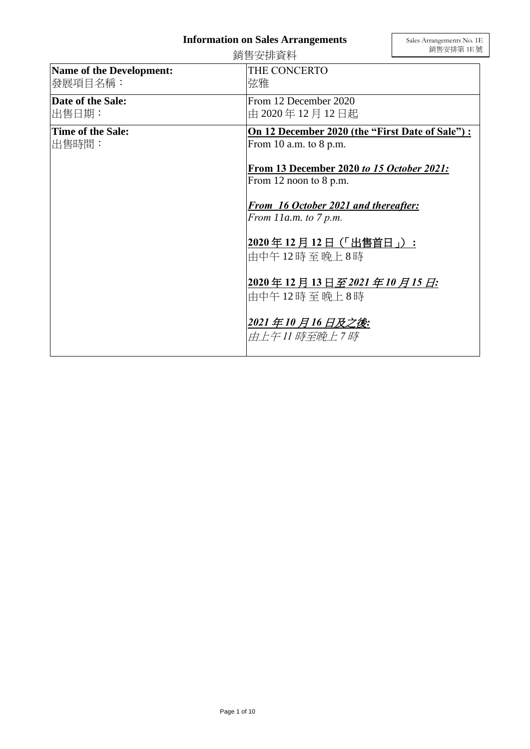# Information on Sales Arrangements

銷售安排資料

Sales Arrangements No. 1E
銷售安排第 1E 號

| | |
|---|---|
| **Name of the Development:**<br>發展項目名稱： | THE CONCERTO<br>弦雅 |
| **Date of the Sale:**<br>出售日期： | From 12 December 2020<br>由 2020 年 12 月 12 日起 |
| **Time of the Sale:**<br>出售時間： | **On 12 December 2020 (the "First Date of Sale") :**<br>From 10 a.m. to 8 p.m.<br><br>**From 13 December 2020 *to 15 October 2021:***<br>From 12 noon to 8 p.m.<br><br>***From 16 October 2021 and thereafter:***<br>*From 11a.m. to 7 p.m.*<br><br>**2020 年 12 月 12 日（「出售首日」）：**<br>由中午 12 時 至 晚上 8 時<br><br>**2020 年 12 月 13 日*至 2021 年 10 月 15 日:***<br>由中午 12 時 至 晚上 8 時<br><br>***2021 年 10 月 16 日及之後:***<br>*由上午 11 時至晚上 7 時* |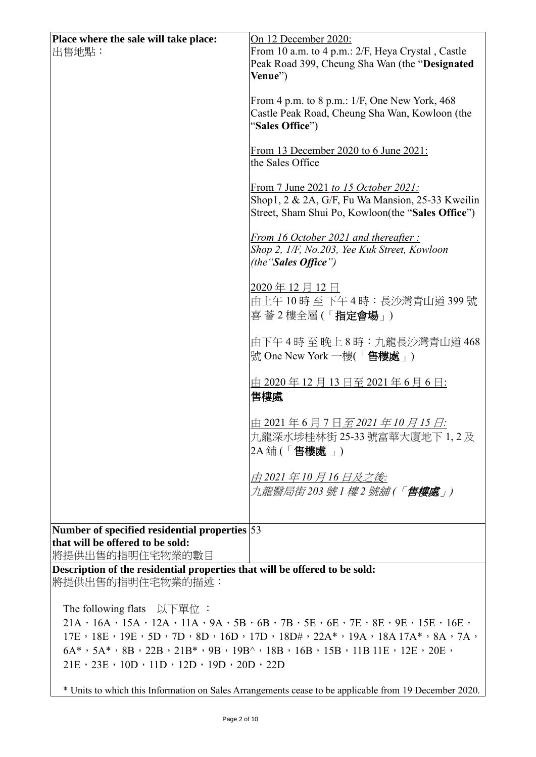| **Place where the sale will take place:**<br>出售地點： | On 12 December 2020:<br>From 10 a.m. to 4 p.m.: 2/F, Heya Crystal , Castle Peak Road 399, Cheung Sha Wan (the "**Designated Venue**")<br><br>From 4 p.m. to 8 p.m.: 1/F, One New York, 468 Castle Peak Road, Cheung Sha Wan, Kowloon (the "**Sales Office**")<br><br>From 13 December 2020 to 6 June 2021:<br>the Sales Office<br><br>From 7 June 2021 *to 15 October 2021:*<br>Shop1, 2 & 2A, G/F, Fu Wa Mansion, 25-33 Kweilin Street, Sham Shui Po, Kowloon(the "**Sales Office**")<br><br>*From 16 October 2021 and thereafter :*<br>*Shop 2, 1/F, No.203, Yee Kuk Street, Kowloon (the"**Sales Office**")*<br><br>2020 年 12 月 12 日<br>由上午 10 時 至 下午 4 時：長沙灣青山道 399 號 喜 薈 2 樓全層 (「**指定會場**」)<br><br>由下午 4 時 至 晚上 8 時：九龍長沙灣青山道 468 號 One New York 一樓(「**售樓處**」)<br><br>由 2020 年 12 月 13 日至 2021 年 6 月 6 日:<br>**售樓處**<br><br>由 2021 年 6 月 7 日*至 2021 年 10 月 15 日:*<br>九龍深水埗桂林街 25-33 號富華大廈地下 1, 2 及 2A 舖 (「**售樓處** 」)<br><br>*由 2021 年 10 月 16 日及之後:*<br>*九龍醫局街 203 號 1 樓 2 號舖 (「**售樓處**」)* |
|---|---|
| **Number of specified residential properties that will be offered to be sold:**<br>將提供出售的指明住宅物業的數目 | 53 |

**Description of the residential properties that will be offered to be sold:**
將提供出售的指明住宅物業的描述：

The following flats 以下單位 ：
21A，16A，15A，12A，11A，9A，5B，6B，7B，5E，6E，7E，8E，9E，15E，16E，17E，18E，19E，5D，7D，8D，16D，17D，18D#，22A*，19A，18A 17A*，8A，7A，6A*，5A*，8B，22B，21B*，9B，19B^，18B，16B，15B，11B 11E，12E，20E，21E，23E，10D，11D，12D，19D，20D，22D

* Units to which this Information on Sales Arrangements cease to be applicable from 19 December 2020.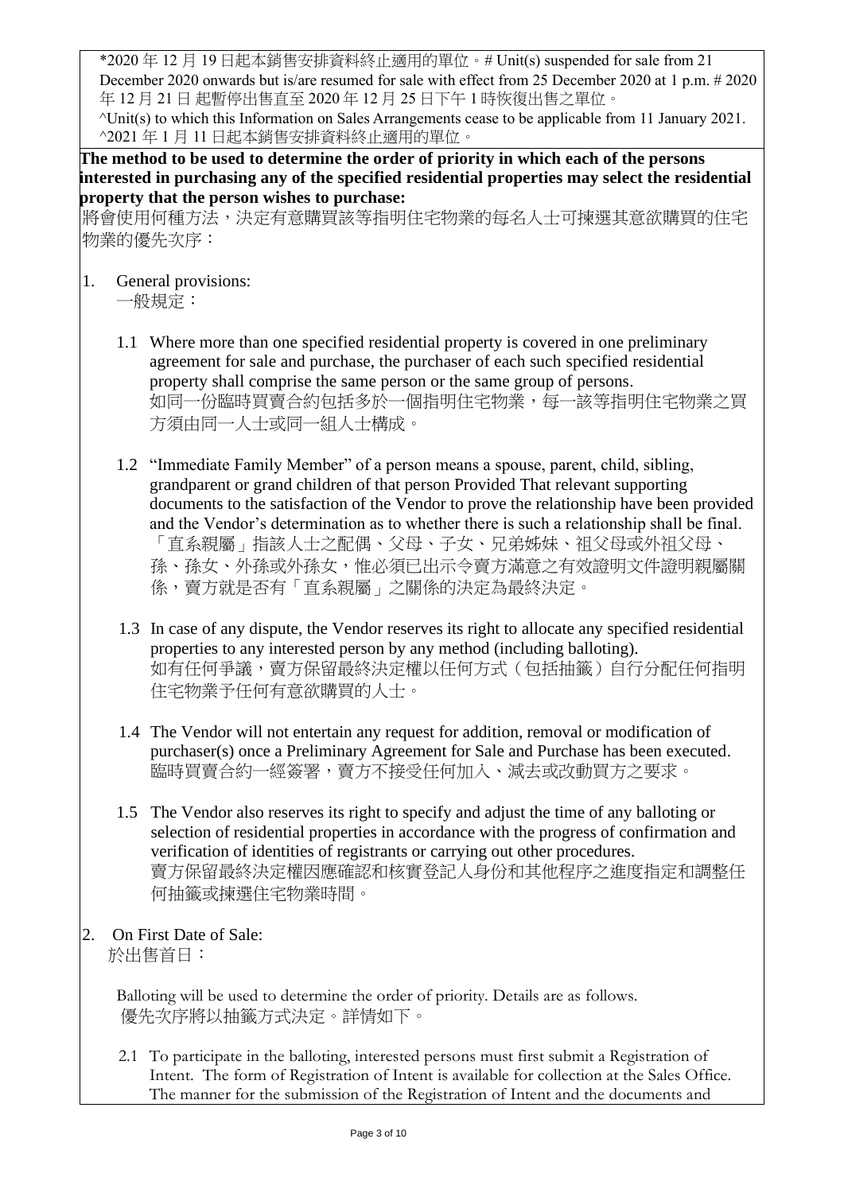*2020 年 12 月 19 日起本銷售安排資料終止適用的單位。# Unit(s) suspended for sale from 21 December 2020 onwards but is/are resumed for sale with effect from 25 December 2020 at 1 p.m. # 2020 年 12 月 21 日 起暫停出售直至 2020 年 12 月 25 日下午 1 時恢復出售之單位。
^Unit(s) to which this Information on Sales Arrangements cease to be applicable from 11 January 2021. ^2021 年 1 月 11 日起本銷售安排資料終止適用的單位。

**The method to be used to determine the order of priority in which each of the persons interested in purchasing any of the specified residential properties may select the residential property that the person wishes to purchase:**
將會使用何種方法，決定有意購買該等指明住宅物業的每名人士可揀選其意欲購買的住宅物業的優先次序：

1. General provisions:
一般規定：

1.1 Where more than one specified residential property is covered in one preliminary agreement for sale and purchase, the purchaser of each such specified residential property shall comprise the same person or the same group of persons.
如同一份臨時買賣合約包括多於一個指明住宅物業，每一該等指明住宅物業之買方須由同一人士或同一組人士構成。

1.2 "Immediate Family Member" of a person means a spouse, parent, child, sibling, grandparent or grand children of that person Provided That relevant supporting documents to the satisfaction of the Vendor to prove the relationship have been provided and the Vendor's determination as to whether there is such a relationship shall be final.
「直系親屬」指該人士之配偶、父母、子女、兄弟姊妹、祖父母或外祖父母、孫、孫女、外孫或外孫女，惟必須已出示令賣方滿意之有效證明文件證明親屬關係，賣方就是否有「直系親屬」之關係的決定為最終決定。

1.3 In case of any dispute, the Vendor reserves its right to allocate any specified residential properties to any interested person by any method (including balloting).
如有任何爭議，賣方保留最終決定權以任何方式（包括抽籤）自行分配任何指明住宅物業予任何有意欲購買的人士。

1.4 The Vendor will not entertain any request for addition, removal or modification of purchaser(s) once a Preliminary Agreement for Sale and Purchase has been executed.
臨時買賣合約一經簽署，賣方不接受任何加入、減去或改動買方之要求。

1.5 The Vendor also reserves its right to specify and adjust the time of any balloting or selection of residential properties in accordance with the progress of confirmation and verification of identities of registrants or carrying out other procedures.
賣方保留最終決定權因應確認和核實登記人身份和其他程序之進度指定和調整任何抽籤或揀選住宅物業時間。

2. On First Date of Sale:
於出售首日：

Balloting will be used to determine the order of priority. Details are as follows.
優先次序將以抽籤方式決定。詳情如下。

2.1 To participate in the balloting, interested persons must first submit a Registration of Intent. The form of Registration of Intent is available for collection at the Sales Office. The manner for the submission of the Registration of Intent and the documents and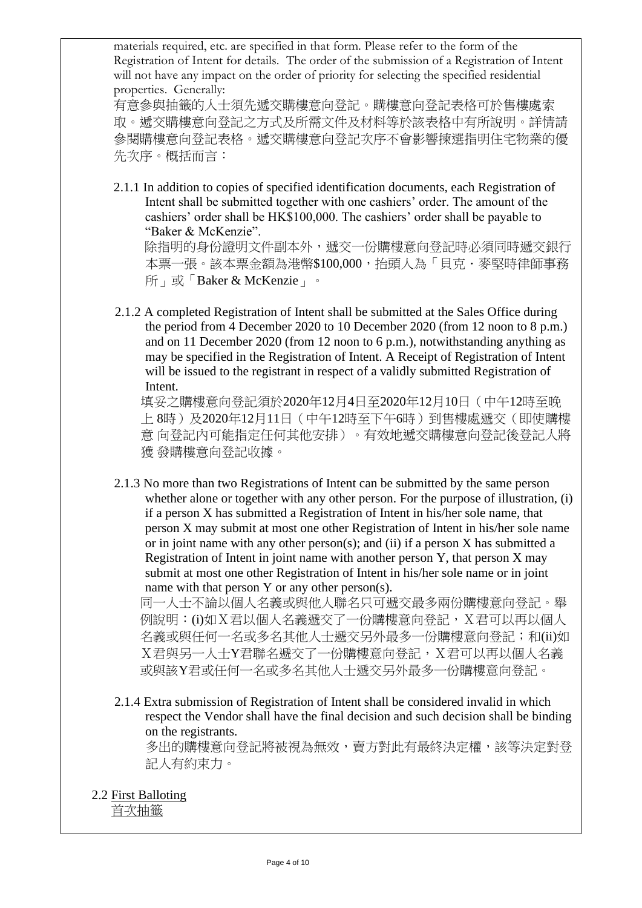materials required, etc. are specified in that form. Please refer to the form of the Registration of Intent for details. The order of the submission of a Registration of Intent will not have any impact on the order of priority for selecting the specified residential properties. Generally:

有意參與抽籤的人士須先遞交購樓意向登記。購樓意向登記表格可於售樓處索取。遞交購樓意向登記之方式及所需文件及材料等於該表格中有所說明。詳情請參閱購樓意向登記表格。遞交購樓意向登記次序不會影響揀選指明住宅物業的優先次序。概括而言：

2.1.1 In addition to copies of specified identification documents, each Registration of Intent shall be submitted together with one cashiers' order. The amount of the cashiers' order shall be HK$100,000. The cashiers' order shall be payable to "Baker & McKenzie".

除指明的身份證明文件副本外，遞交一份購樓意向登記時必須同時遞交銀行本票一張。該本票金額為港幣$100,000，抬頭人為「貝克・麥堅時律師事務所」或「Baker & McKenzie」。

2.1.2 A completed Registration of Intent shall be submitted at the Sales Office during the period from 4 December 2020 to 10 December 2020 (from 12 noon to 8 p.m.) and on 11 December 2020 (from 12 noon to 6 p.m.), notwithstanding anything as may be specified in the Registration of Intent. A Receipt of Registration of Intent will be issued to the registrant in respect of a validly submitted Registration of Intent.

填妥之購樓意向登記須於2020年12月4日至2020年12月10日（中午12時至晚上 8時）及2020年12月11日（中午12時至下午6時）到售樓處遞交（即使購樓意 向登記內可能指定任何其他安排）。有效地遞交購樓意向登記後登記人將獲 發購樓意向登記收據。

2.1.3 No more than two Registrations of Intent can be submitted by the same person whether alone or together with any other person. For the purpose of illustration, (i) if a person X has submitted a Registration of Intent in his/her sole name, that person X may submit at most one other Registration of Intent in his/her sole name or in joint name with any other person(s); and (ii) if a person X has submitted a Registration of Intent in joint name with another person Y, that person X may submit at most one other Registration of Intent in his/her sole name or in joint name with that person Y or any other person(s).

同一人士不論以個人名義或與他人聯名只可遞交最多兩份購樓意向登記。舉例說明：(i)如Ｘ君以個人名義遞交了一份購樓意向登記，Ｘ君可以再以個人名義或與任何一名或多名其他人士遞交另外最多一份購樓意向登記；和(ii)如Ｘ君與另一人士Y君聯名遞交了一份購樓意向登記，Ｘ君可以再以個人名義或與該Y君或任何一名或多名其他人士遞交另外最多一份購樓意向登記。

2.1.4 Extra submission of Registration of Intent shall be considered invalid in which respect the Vendor shall have the final decision and such decision shall be binding on the registrants.

多出的購樓意向登記將被視為無效，賣方對此有最終決定權，該等決定對登記人有約束力。

2.2 First Balloting
首次抽籤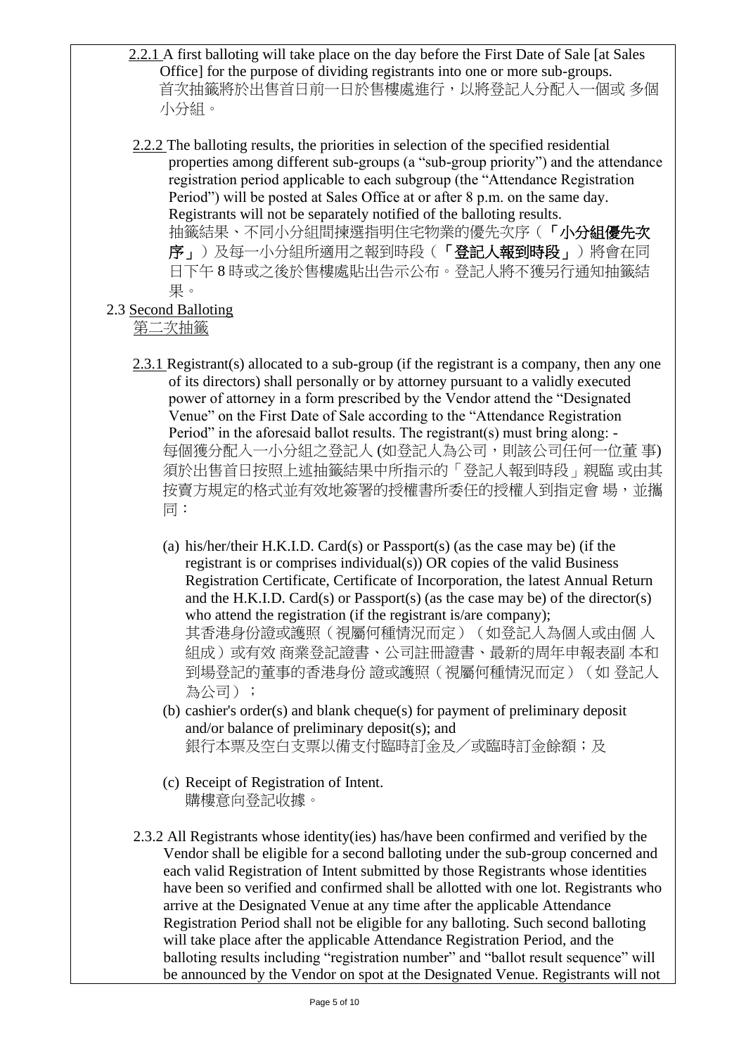2.2.1 A first balloting will take place on the day before the First Date of Sale [at Sales Office] for the purpose of dividing registrants into one or more sub-groups.
首次抽籤將於出售首日前一日於售樓處進行，以將登記人分配入一個或 多個小分組。

2.2.2 The balloting results, the priorities in selection of the specified residential properties among different sub-groups (a "sub-group priority") and the attendance registration period applicable to each subgroup (the "Attendance Registration Period") will be posted at Sales Office at or after 8 p.m. on the same day. Registrants will not be separately notified of the balloting results.
抽籤結果、不同小分組間揀選指明住宅物業的優先次序（**「小分組優先次序」**）及每一小分組所適用之報到時段（**「登記人報到時段」**）將會在同日下午 8 時或之後於售樓處貼出告示公布。登記人將不獲另行通知抽籤結果。

2.3 Second Balloting
第二次抽籤

2.3.1 Registrant(s) allocated to a sub-group (if the registrant is a company, then any one of its directors) shall personally or by attorney pursuant to a validly executed power of attorney in a form prescribed by the Vendor attend the "Designated Venue" on the First Date of Sale according to the "Attendance Registration Period" in the aforesaid ballot results. The registrant(s) must bring along: -
每個獲分配入一小分組之登記人 (如登記人為公司，則該公司任何一位董 事) 須於出售首日按照上述抽籤結果中所指示的「登記人報到時段」親臨 或由其按賣方規定的格式並有效地簽署的授權書所委任的授權人到指定會 場，並攜同：

(a) his/her/their H.K.I.D. Card(s) or Passport(s) (as the case may be) (if the registrant is or comprises individual(s)) OR copies of the valid Business Registration Certificate, Certificate of Incorporation, the latest Annual Return and the H.K.I.D. Card(s) or Passport(s) (as the case may be) of the director(s) who attend the registration (if the registrant is/are company);
其香港身份證或護照（視屬何種情況而定）（如登記人為個人或由個 人組成）或有效 商業登記證書、公司註冊證書、最新的周年申報表副 本和到場登記的董事的香港身份 證或護照（視屬何種情況而定）（如 登記人為公司）；

(b) cashier's order(s) and blank cheque(s) for payment of preliminary deposit and/or balance of preliminary deposit(s); and
銀行本票及空白支票以備支付臨時訂金及／或臨時訂金餘額；及

(c) Receipt of Registration of Intent.
購樓意向登記收據。

2.3.2 All Registrants whose identity(ies) has/have been confirmed and verified by the Vendor shall be eligible for a second balloting under the sub-group concerned and each valid Registration of Intent submitted by those Registrants whose identities have been so verified and confirmed shall be allotted with one lot. Registrants who arrive at the Designated Venue at any time after the applicable Attendance Registration Period shall not be eligible for any balloting. Such second balloting will take place after the applicable Attendance Registration Period, and the balloting results including "registration number" and "ballot result sequence" will be announced by the Vendor on spot at the Designated Venue. Registrants will not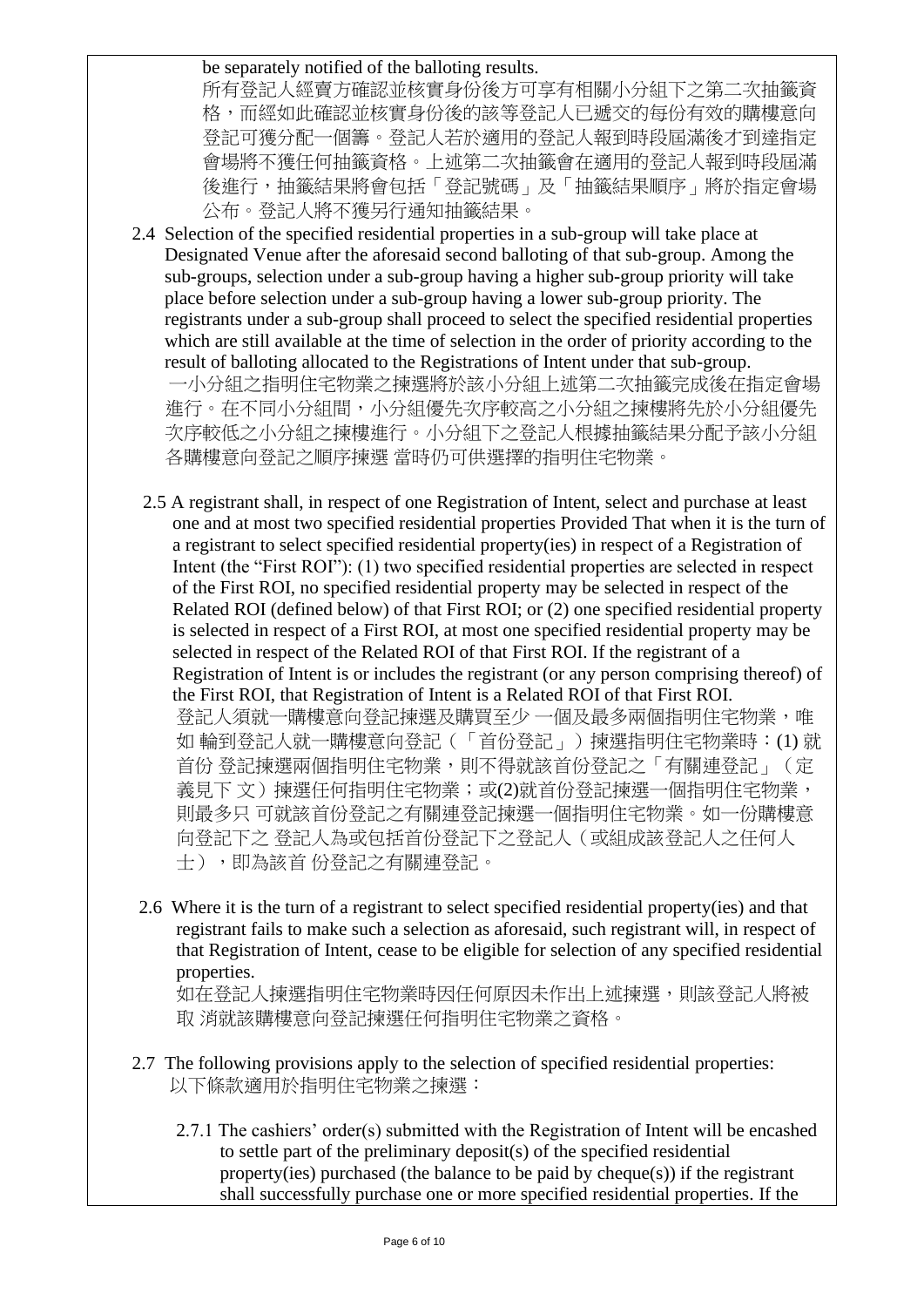be separately notified of the balloting results.

所有登記人經賣方確認並核實身份後方可享有相關小分組下之第二次抽籤資格，而經如此確認並核實身份後的該等登記人已遞交的每份有效的購樓意向登記可獲分配一個籌。登記人若於適用的登記人報到時段屆滿後才到達指定會場將不獲任何抽籤資格。上述第二次抽籤會在適用的登記人報到時段屆滿後進行，抽籤結果將會包括「登記號碼」及「抽籤結果順序」將於指定會場公布。登記人將不獲另行通知抽籤結果。

2.4 Selection of the specified residential properties in a sub-group will take place at Designated Venue after the aforesaid second balloting of that sub-group. Among the sub-groups, selection under a sub-group having a higher sub-group priority will take place before selection under a sub-group having a lower sub-group priority. The registrants under a sub-group shall proceed to select the specified residential properties which are still available at the time of selection in the order of priority according to the result of balloting allocated to the Registrations of Intent under that sub-group.

一小分組之指明住宅物業之揀選將於該小分組上述第二次抽籤完成後在指定會場進行。在不同小分組間，小分組優先次序較高之小分組之揀樓將先於小分組優先次序較低之小分組之揀樓進行。小分組下之登記人根據抽籤結果分配予該小分組各購樓意向登記之順序揀選 當時仍可供選擇的指明住宅物業。

2.5 A registrant shall, in respect of one Registration of Intent, select and purchase at least one and at most two specified residential properties Provided That when it is the turn of a registrant to select specified residential property(ies) in respect of a Registration of Intent (the "First ROI"): (1) two specified residential properties are selected in respect of the First ROI, no specified residential property may be selected in respect of the Related ROI (defined below) of that First ROI; or (2) one specified residential property is selected in respect of a First ROI, at most one specified residential property may be selected in respect of the Related ROI of that First ROI. If the registrant of a Registration of Intent is or includes the registrant (or any person comprising thereof) of the First ROI, that Registration of Intent is a Related ROI of that First ROI.

登記人須就一購樓意向登記揀選及購買至少 一個及最多兩個指明住宅物業，唯如 輪到登記人就一購樓意向登記（「首份登記」）揀選指明住宅物業時：(1) 就首份 登記揀選兩個指明住宅物業，則不得就該首份登記之「有關連登記」（定義見下 文）揀選任何指明住宅物業；或(2)就首份登記揀選一個指明住宅物業，則最多只 可就該首份登記之有關連登記揀選一個指明住宅物業。如一份購樓意向登記下之 登記人為或包括首份登記下之登記人（或組成該登記人之任何人士），即為該首 份登記之有關連登記。

2.6 Where it is the turn of a registrant to select specified residential property(ies) and that registrant fails to make such a selection as aforesaid, such registrant will, in respect of that Registration of Intent, cease to be eligible for selection of any specified residential properties.

如在登記人揀選指明住宅物業時因任何原因未作出上述揀選，則該登記人將被取 消就該購樓意向登記揀選任何指明住宅物業之資格。

2.7 The following provisions apply to the selection of specified residential properties:

以下條款適用於指明住宅物業之揀選：

2.7.1 The cashiers' order(s) submitted with the Registration of Intent will be encashed to settle part of the preliminary deposit(s) of the specified residential property(ies) purchased (the balance to be paid by cheque(s)) if the registrant shall successfully purchase one or more specified residential properties. If the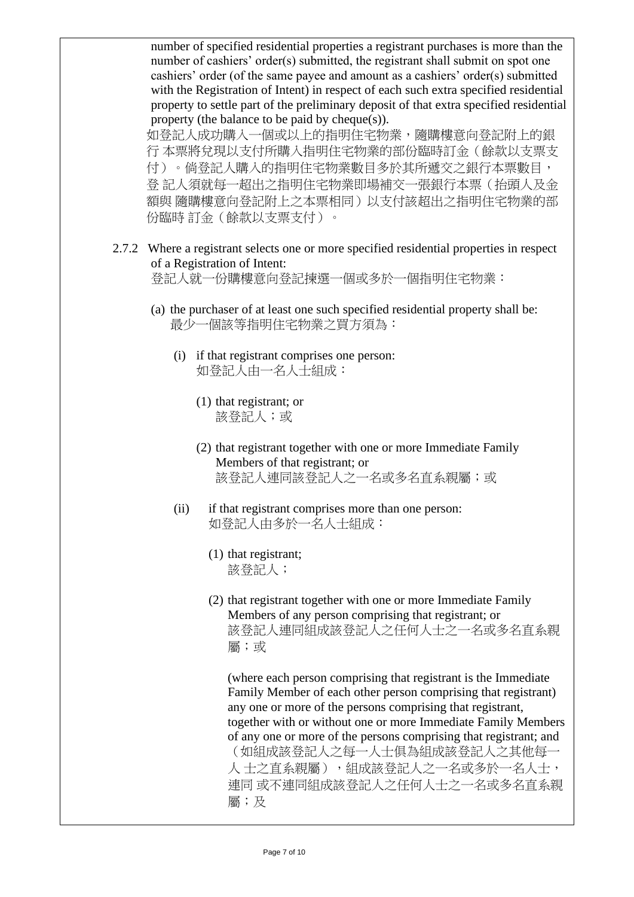number of specified residential properties a registrant purchases is more than the number of cashiers' order(s) submitted, the registrant shall submit on spot one cashiers' order (of the same payee and amount as a cashiers' order(s) submitted with the Registration of Intent) in respect of each such extra specified residential property to settle part of the preliminary deposit of that extra specified residential property (the balance to be paid by cheque(s)).

如登記人成功購入一個或以上的指明住宅物業，隨購樓意向登記附上的銀行 本票將兌現以支付所購入指明住宅物業的部份臨時訂金（餘款以支票支付）。倘登記人購入的指明住宅物業數目多於其所遞交之銀行本票數目，登 記人須就每一超出之指明住宅物業即場補交一張銀行本票（抬頭人及金額與 隨購樓意向登記附上之本票相同）以支付該超出之指明住宅物業的部份臨時 訂金（餘款以支票支付）。

2.7.2 Where a registrant selects one or more specified residential properties in respect of a Registration of Intent:
登記人就一份購樓意向登記揀選一個或多於一個指明住宅物業：

(a) the purchaser of at least one such specified residential property shall be:
最少一個該等指明住宅物業之買方須為：

(i) if that registrant comprises one person:
如登記人由一名人士組成：

(1) that registrant; or
該登記人；或

(2) that registrant together with one or more Immediate Family Members of that registrant; or
該登記人連同該登記人之一名或多名直系親屬；或

(ii) if that registrant comprises more than one person:
如登記人由多於一名人士組成：

(1) that registrant;
該登記人；

(2) that registrant together with one or more Immediate Family Members of any person comprising that registrant; or
該登記人連同組成該登記人之任何人士之一名或多名直系親屬；或

(where each person comprising that registrant is the Immediate Family Member of each other person comprising that registrant) any one or more of the persons comprising that registrant, together with or without one or more Immediate Family Members of any one or more of the persons comprising that registrant; and
（如組成該登記人之每一人士俱為組成該登記人之其他每一人 士之直系親屬），組成該登記人之一名或多於一名人士，連同 或不連同組成該登記人之任何人士之一名或多名直系親屬；及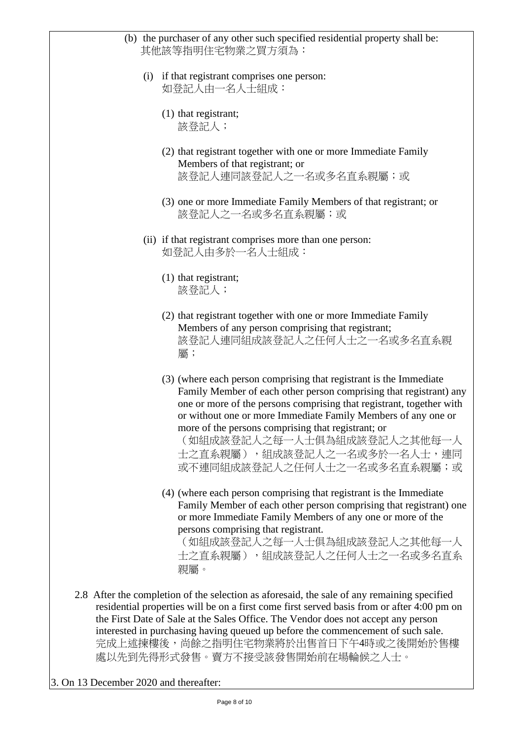(b) the purchaser of any other such specified residential property shall be:
其他該等指明住宅物業之買方須為：

(i) if that registrant comprises one person:
如登記人由一名人士組成：

(1) that registrant;
該登記人；

(2) that registrant together with one or more Immediate Family Members of that registrant; or
該登記人連同該登記人之一名或多名直系親屬；或

(3) one or more Immediate Family Members of that registrant; or
該登記人之一名或多名直系親屬；或

(ii) if that registrant comprises more than one person:
如登記人由多於一名人士組成：

(1) that registrant;
該登記人；

(2) that registrant together with one or more Immediate Family Members of any person comprising that registrant;
該登記人連同組成該登記人之任何人士之一名或多名直系親屬；

(3) (where each person comprising that registrant is the Immediate Family Member of each other person comprising that registrant) any one or more of the persons comprising that registrant, together with or without one or more Immediate Family Members of any one or more of the persons comprising that registrant; or
（如組成該登記人之每一人士俱為組成該登記人之其他每一人士之直系親屬），組成該登記人之一名或多於一名人士，連同或不連同組成該登記人之任何人士之一名或多名直系親屬；或

(4) (where each person comprising that registrant is the Immediate Family Member of each other person comprising that registrant) one or more Immediate Family Members of any one or more of the persons comprising that registrant.
（如組成該登記人之每一人士俱為組成該登記人之其他每一人士之直系親屬），組成該登記人之任何人士之一名或多名直系親屬。

2.8 After the completion of the selection as aforesaid, the sale of any remaining specified residential properties will be on a first come first served basis from or after 4:00 pm on the First Date of Sale at the Sales Office. The Vendor does not accept any person interested in purchasing having queued up before the commencement of such sale.
完成上述揀樓後，尚餘之指明住宅物業將於出售首日下午4時或之後開始於售樓處以先到先得形式發售。賣方不接受該發售開始前在場輪候之人士。

3. On 13 December 2020 and thereafter: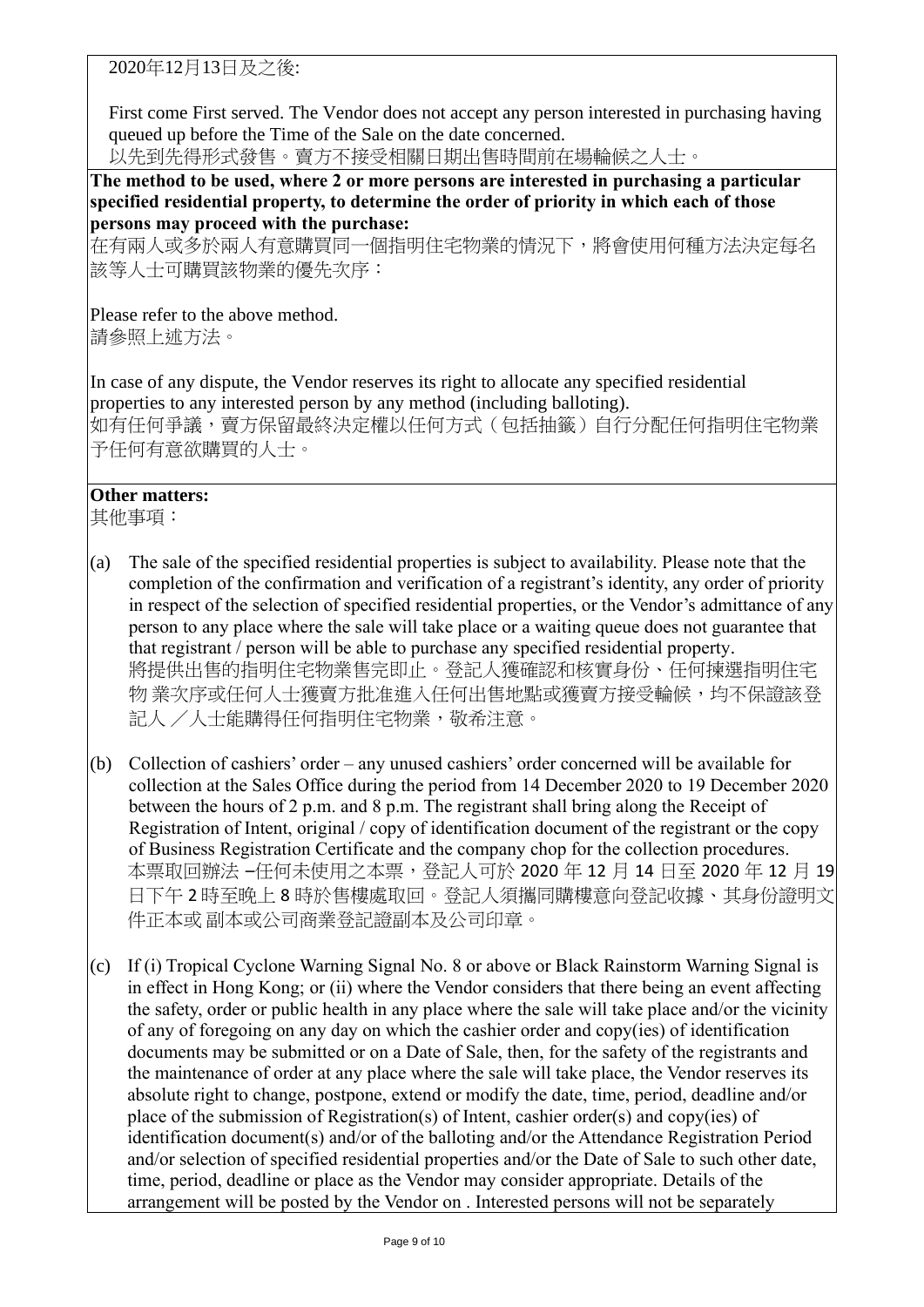2020年12月13日及之後:

First come First served. The Vendor does not accept any person interested in purchasing having queued up before the Time of the Sale on the date concerned.
以先到先得形式發售。賣方不接受相關日期出售時間前在場輪候之人士。

**The method to be used, where 2 or more persons are interested in purchasing a particular specified residential property, to determine the order of priority in which each of those persons may proceed with the purchase:**
在有兩人或多於兩人有意購買同一個指明住宅物業的情況下，將會使用何種方法決定每名該等人士可購買該物業的優先次序：

Please refer to the above method.
請參照上述方法。

In case of any dispute, the Vendor reserves its right to allocate any specified residential properties to any interested person by any method (including balloting).
如有任何爭議，賣方保留最終決定權以任何方式（包括抽籤）自行分配任何指明住宅物業予任何有意欲購買的人士。

**Other matters:**
其他事項：

(a) The sale of the specified residential properties is subject to availability. Please note that the completion of the confirmation and verification of a registrant's identity, any order of priority in respect of the selection of specified residential properties, or the Vendor's admittance of any person to any place where the sale will take place or a waiting queue does not guarantee that that registrant / person will be able to purchase any specified residential property.
將提供出售的指明住宅物業售完即止。登記人獲確認和核實身份、任何揀選指明住宅物 業次序或任何人士獲賣方批准進入任何出售地點或獲賣方接受輪候，均不保證該登記人 ／人士能購得任何指明住宅物業，敬希注意。

(b) Collection of cashiers' order – any unused cashiers' order concerned will be available for collection at the Sales Office during the period from 14 December 2020 to 19 December 2020 between the hours of 2 p.m. and 8 p.m. The registrant shall bring along the Receipt of Registration of Intent, original / copy of identification document of the registrant or the copy of Business Registration Certificate and the company chop for the collection procedures.
本票取回辦法 –任何未使用之本票，登記人可於 2020 年 12 月 14 日至 2020 年 12 月 19 日下午 2 時至晚上 8 時於售樓處取回。登記人須攜同購樓意向登記收據、其身份證明文件正本或 副本或公司商業登記證副本及公司印章。

(c) If (i) Tropical Cyclone Warning Signal No. 8 or above or Black Rainstorm Warning Signal is in effect in Hong Kong; or (ii) where the Vendor considers that there being an event affecting the safety, order or public health in any place where the sale will take place and/or the vicinity of any of foregoing on any day on which the cashier order and copy(ies) of identification documents may be submitted or on a Date of Sale, then, for the safety of the registrants and the maintenance of order at any place where the sale will take place, the Vendor reserves its absolute right to change, postpone, extend or modify the date, time, period, deadline and/or place of the submission of Registration(s) of Intent, cashier order(s) and copy(ies) of identification document(s) and/or of the balloting and/or the Attendance Registration Period and/or selection of specified residential properties and/or the Date of Sale to such other date, time, period, deadline or place as the Vendor may consider appropriate. Details of the arrangement will be posted by the Vendor on . Interested persons will not be separately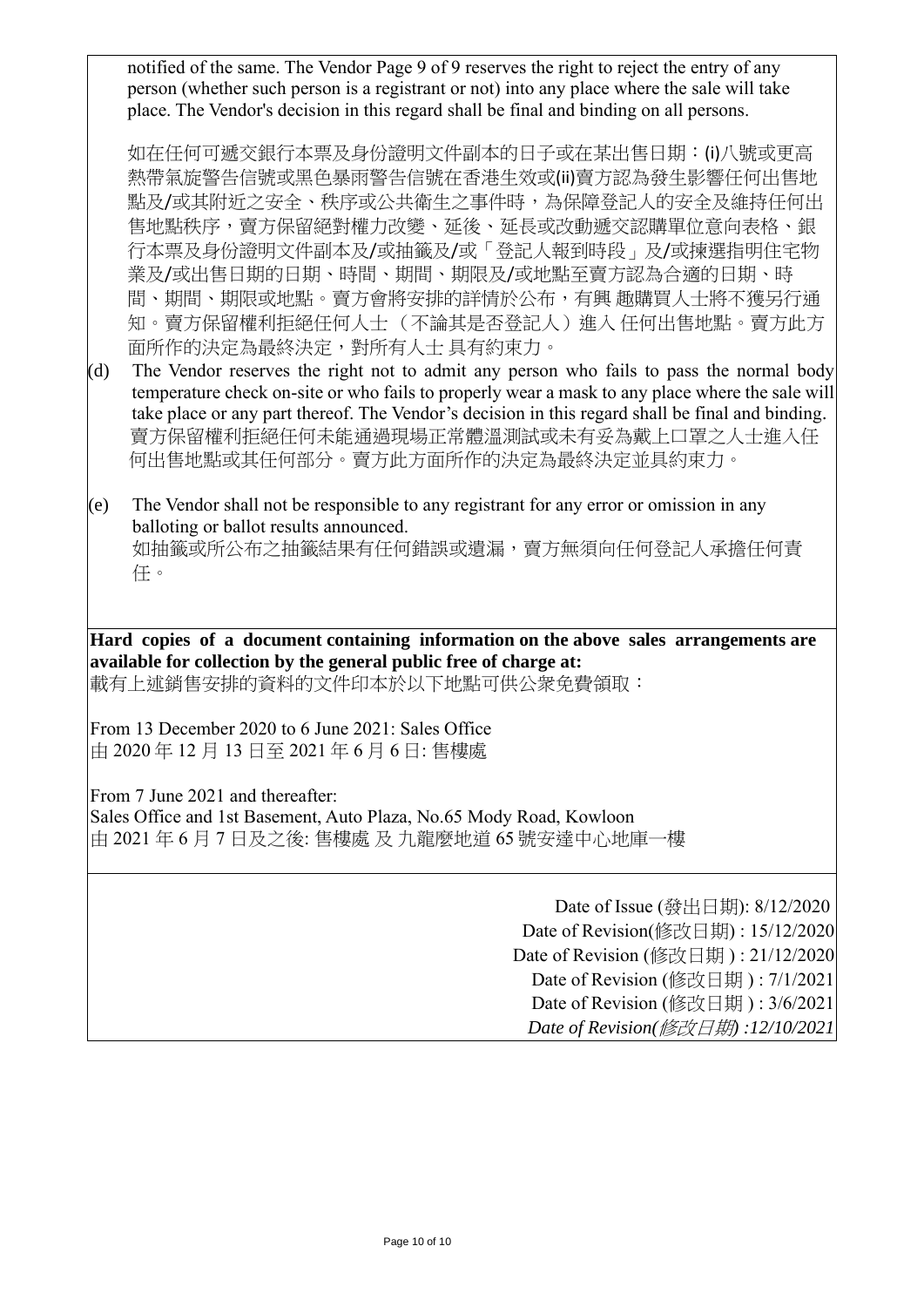notified of the same. The Vendor Page 9 of 9 reserves the right to reject the entry of any person (whether such person is a registrant or not) into any place where the sale will take place. The Vendor's decision in this regard shall be final and binding on all persons.

如在任何可遞交銀行本票及身份證明文件副本的日子或在某出售日期：(i)八號或更高熱帶氣旋警告信號或黑色暴雨警告信號在香港生效或(ii)賣方認為發生影響任何出售地點及/或其附近之安全、秩序或公共衛生之事件時，為保障登記人的安全及維持任何出售地點秩序，賣方保留絕對權力改變、延後、延長或改動遞交認購單位意向表格、銀行本票及身份證明文件副本及/或抽籤及/或「登記人報到時段」及/或揀選指明住宅物業及/或出售日期的日期、時間、期間、期限及/或地點至賣方認為合適的日期、時間、期間、期限或地點。賣方會將安排的詳情於公布，有興 趣購買人士將不獲另行通知。賣方保留權利拒絕任何人士（不論其是否登記人）進入 任何出售地點。賣方此方面所作的決定為最終決定，對所有人士 具有約束力。

(d) The Vendor reserves the right not to admit any person who fails to pass the normal body temperature check on-site or who fails to properly wear a mask to any place where the sale will take place or any part thereof. The Vendor's decision in this regard shall be final and binding.
賣方保留權利拒絕任何未能通過現場正常體溫測試或未有妥為戴上口罩之人士進入任何出售地點或其任何部分。賣方此方面所作的決定為最終決定並具約束力。

(e) The Vendor shall not be responsible to any registrant for any error or omission in any balloting or ballot results announced.
如抽籤或所公布之抽籤結果有任何錯誤或遺漏，賣方無須向任何登記人承擔任何責任。

**Hard copies of a document containing information on the above sales arrangements are available for collection by the general public free of charge at:**
載有上述銷售安排的資料的文件印本於以下地點可供公眾免費領取：

From 13 December 2020 to 6 June 2021: Sales Office
由 2020 年 12 月 13 日至 2021 年 6 月 6 日: 售樓處

From 7 June 2021 and thereafter:
Sales Office and 1st Basement, Auto Plaza, No.65 Mody Road, Kowloon
由 2021 年 6 月 7 日及之後: 售樓處 及 九龍麼地道 65 號安達中心地庫一樓

Date of Issue (發出日期): 8/12/2020
Date of Revision(修改日期) : 15/12/2020
Date of Revision (修改日期 ) : 21/12/2020
Date of Revision (修改日期 ) : 7/1/2021
Date of Revision (修改日期 ) : 3/6/2021
*Date of Revision(修改日期) :12/10/2021*